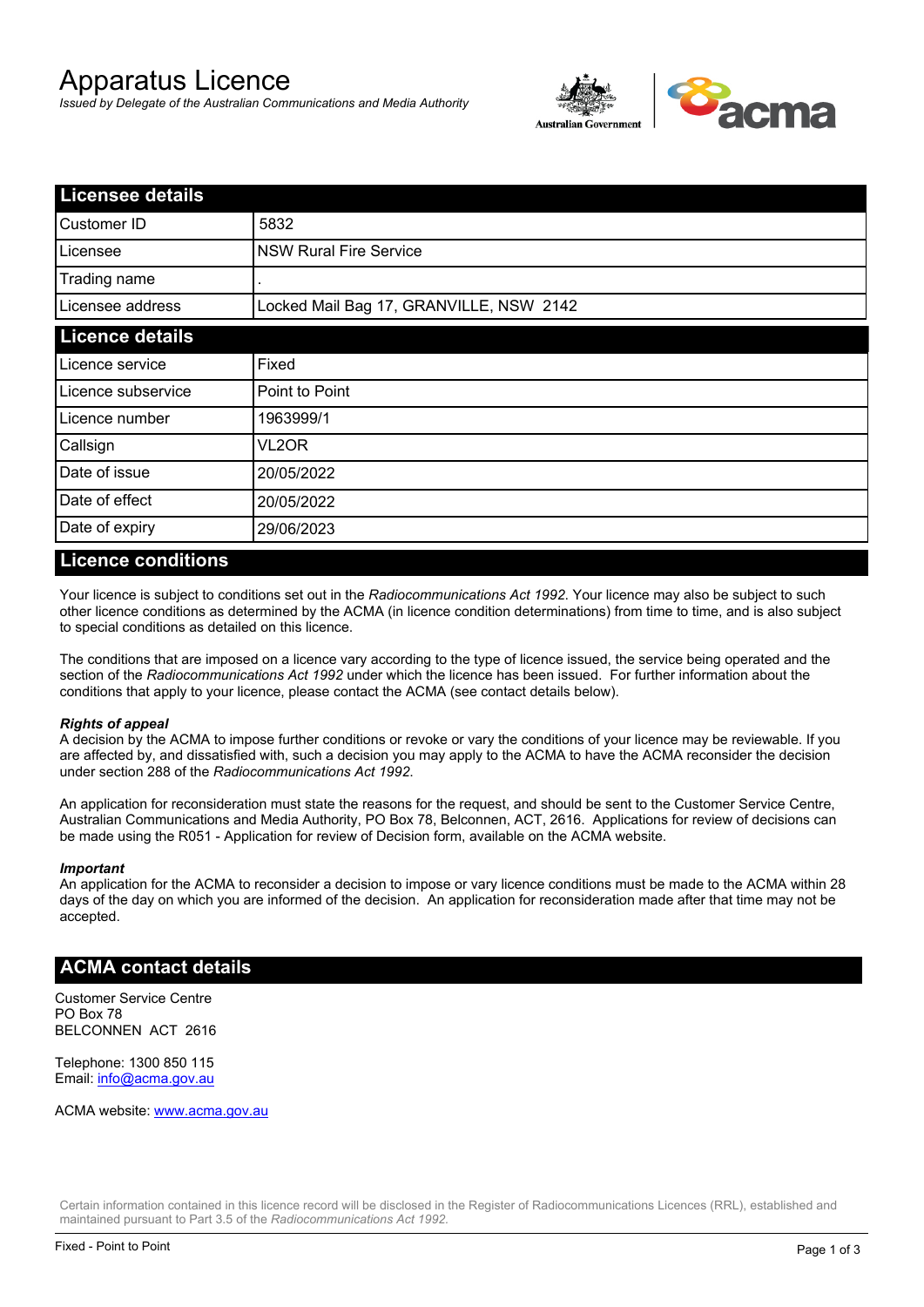# Apparatus Licence

*Issued by Delegate of the Australian Communications and Media Authority*

## Licensee details

| | |
|---|---|
| Customer ID | 5832 |
| Licensee | NSW Rural Fire Service |
| Trading name | . |
| Licensee address | Locked Mail Bag 17, GRANVILLE, NSW 2142 |

## Licence details

| | |
|---|---|
| Licence service | Fixed |
| Licence subservice | Point to Point |
| Licence number | 1963999/1 |
| Callsign | VL2OR |
| Date of issue | 20/05/2022 |
| Date of effect | 20/05/2022 |
| Date of expiry | 29/06/2023 |

## Licence conditions

Your licence is subject to conditions set out in the *Radiocommunications Act 1992*. Your licence may also be subject to such other licence conditions as determined by the ACMA (in licence condition determinations) from time to time, and is also subject to special conditions as detailed on this licence.

The conditions that are imposed on a licence vary according to the type of licence issued, the service being operated and the section of the *Radiocommunications Act 1992* under which the licence has been issued. For further information about the conditions that apply to your licence, please contact the ACMA (see contact details below).

***Rights of appeal***

A decision by the ACMA to impose further conditions or revoke or vary the conditions of your licence may be reviewable. If you are affected by, and dissatisfied with, such a decision you may apply to the ACMA to have the ACMA reconsider the decision under section 288 of the *Radiocommunications Act 1992*.

An application for reconsideration must state the reasons for the request, and should be sent to the Customer Service Centre, Australian Communications and Media Authority, PO Box 78, Belconnen, ACT, 2616. Applications for review of decisions can be made using the R051 - Application for review of Decision form, available on the ACMA website.

***Important***

An application for the ACMA to reconsider a decision to impose or vary licence conditions must be made to the ACMA within 28 days of the day on which you are informed of the decision. An application for reconsideration made after that time may not be accepted.

## ACMA contact details

Customer Service Centre
PO Box 78
BELCONNEN ACT 2616

Telephone: 1300 850 115
Email: info@acma.gov.au

ACMA website: www.acma.gov.au

Certain information contained in this licence record will be disclosed in the Register of Radiocommunications Licences (RRL), established and maintained pursuant to Part 3.5 of the *Radiocommunications Act 1992.*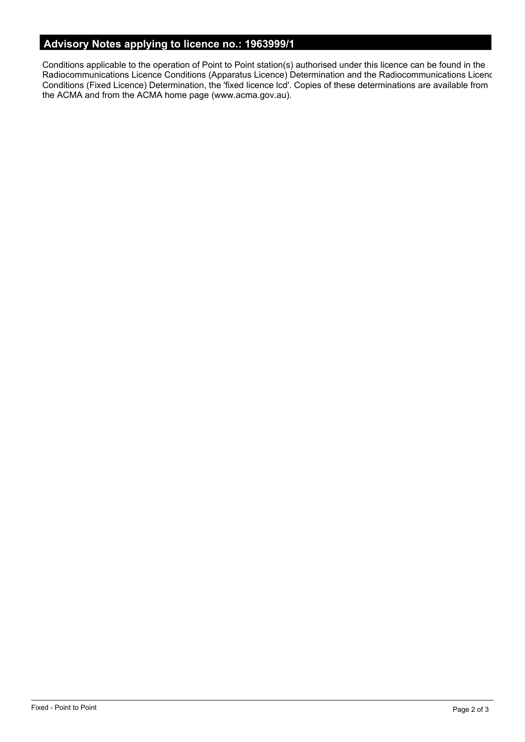## Advisory Notes applying to licence no.: 1963999/1

Conditions applicable to the operation of Point to Point station(s) authorised under this licence can be found in the Radiocommunications Licence Conditions (Apparatus Licence) Determination and the Radiocommunications Licenc Conditions (Fixed Licence) Determination, the 'fixed licence lcd'. Copies of these determinations are available from the ACMA and from the ACMA home page (www.acma.gov.au).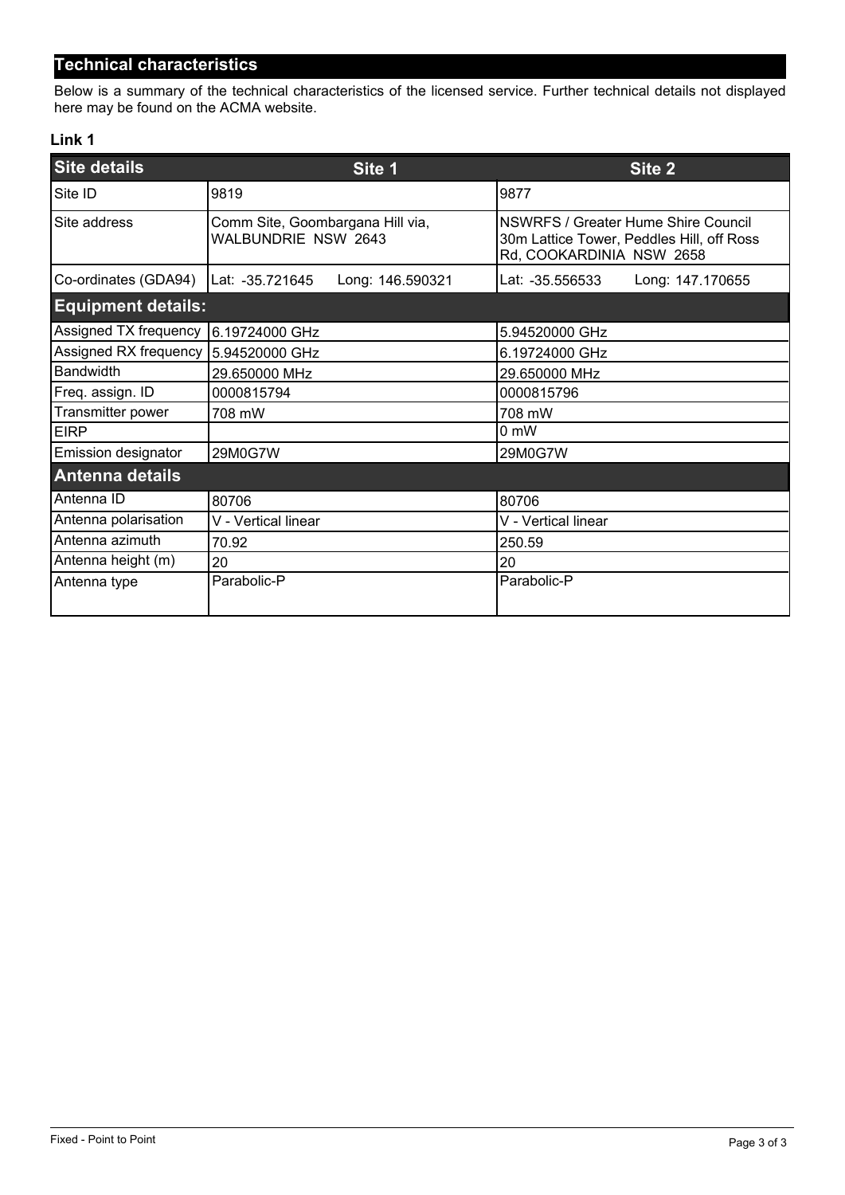## Technical characteristics

Below is a summary of the technical characteristics of the licensed service. Further technical details not displayed here may be found on the ACMA website.

### Link 1

| Site details | Site 1 | Site 2 |
| --- | --- | --- |
| Site ID | 9819 | 9877 |
| Site address | Comm Site, Goombargana Hill via, WALBUNDRIE NSW 2643 | NSWRFS / Greater Hume Shire Council 30m Lattice Tower, Peddles Hill, off Ross Rd, COOKARDINIA NSW 2658 |
| Co-ordinates (GDA94) | Lat: -35.721645 Long: 146.590321 | Lat: -35.556533 Long: 147.170655 |
| **Equipment details:** | | |
| Assigned TX frequency | 6.19724000 GHz | 5.94520000 GHz |
| Assigned RX frequency | 5.94520000 GHz | 6.19724000 GHz |
| Bandwidth | 29.650000 MHz | 29.650000 MHz |
| Freq. assign. ID | 0000815794 | 0000815796 |
| Transmitter power | 708 mW | 708 mW |
| EIRP | | 0 mW |
| Emission designator | 29M0G7W | 29M0G7W |
| **Antenna details** | | |
| Antenna ID | 80706 | 80706 |
| Antenna polarisation | V - Vertical linear | V - Vertical linear |
| Antenna azimuth | 70.92 | 250.59 |
| Antenna height (m) | 20 | 20 |
| Antenna type | Parabolic-P | Parabolic-P |

Fixed - Point to Point